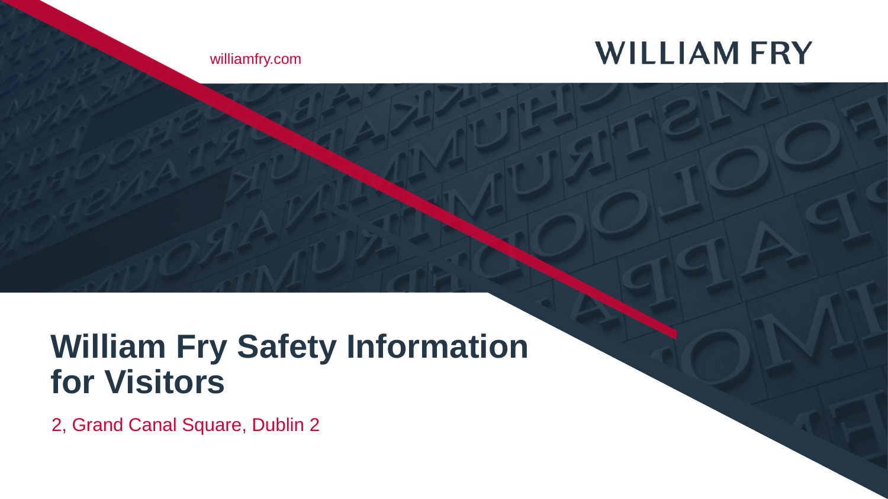williamfry.com

WILLIAM FRY

# William Fry Safety Information for Visitors

2, Grand Canal Square, Dublin 2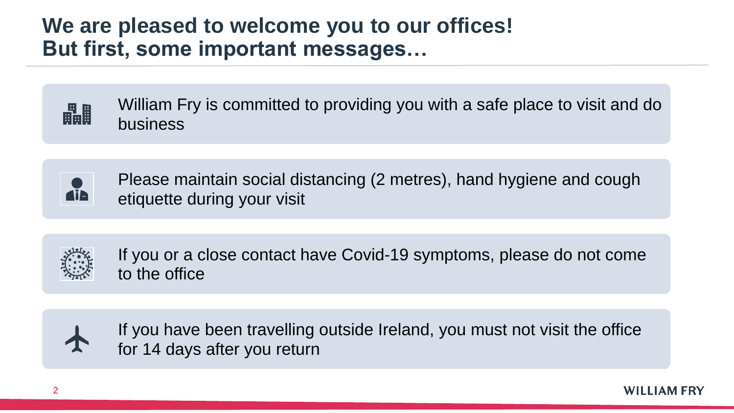# We are pleased to welcome you to our offices!
# But first, some important messages…

- William Fry is committed to providing you with a safe place to visit and do business
- Please maintain social distancing (2 metres), hand hygiene and cough etiquette during your visit
- If you or a close contact have Covid-19 symptoms, please do not come to the office
- If you have been travelling outside Ireland, you must not visit the office for 14 days after you return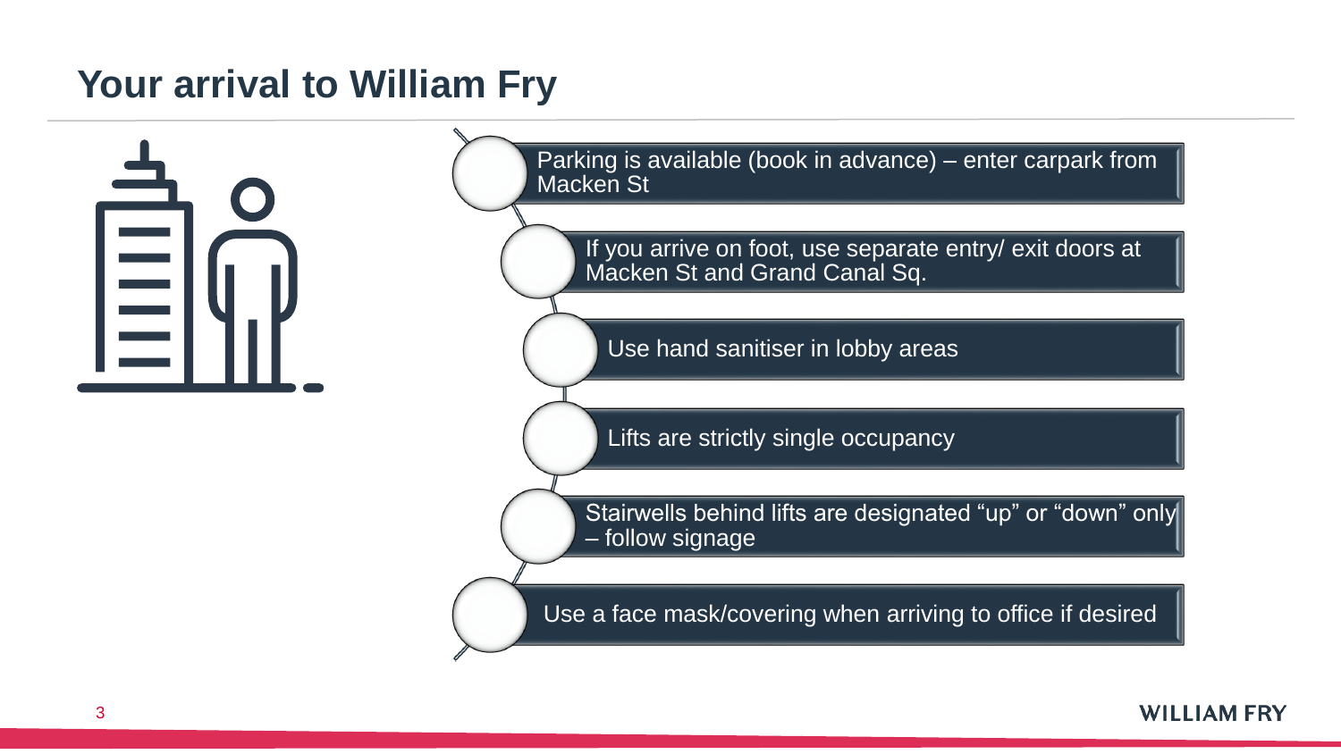# Your arrival to William Fry

- Parking is available (book in advance) – enter carpark from Macken St
- If you arrive on foot, use separate entry/ exit doors at Macken St and Grand Canal Sq.
- Use hand sanitiser in lobby areas
- Lifts are strictly single occupancy
- Stairwells behind lifts are designated “up” or “down” only – follow signage
- Use a face mask/covering when arriving to office if desired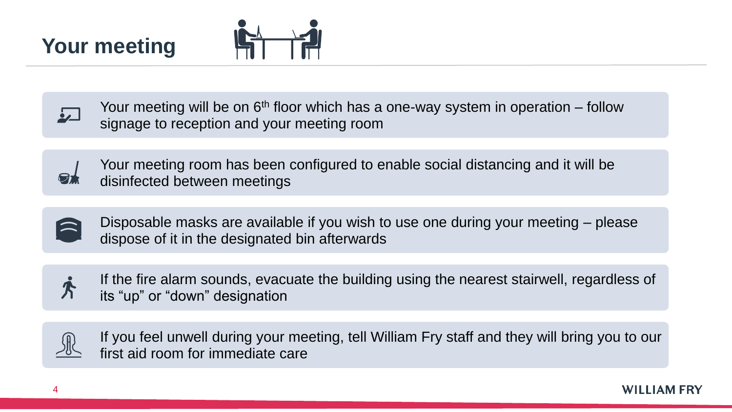# Your meeting

- Your meeting will be on 6th floor which has a one-way system in operation – follow signage to reception and your meeting room
- Your meeting room has been configured to enable social distancing and it will be disinfected between meetings
- Disposable masks are available if you wish to use one during your meeting – please dispose of it in the designated bin afterwards
- If the fire alarm sounds, evacuate the building using the nearest stairwell, regardless of its "up" or "down" designation
- If you feel unwell during your meeting, tell William Fry staff and they will bring you to our first aid room for immediate care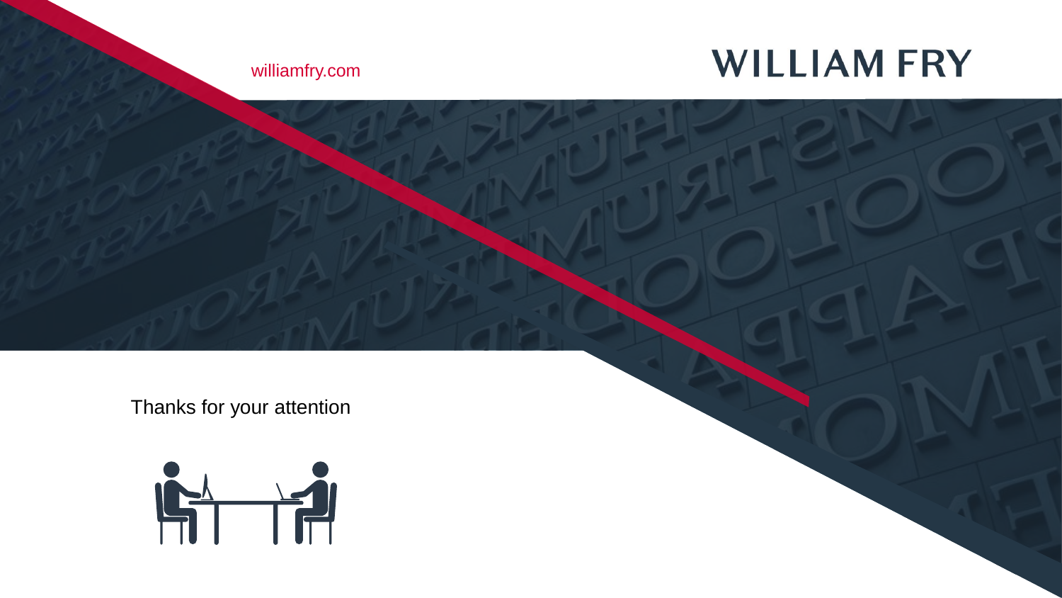williamfry.com

WILLIAM FRY

Thanks for your attention